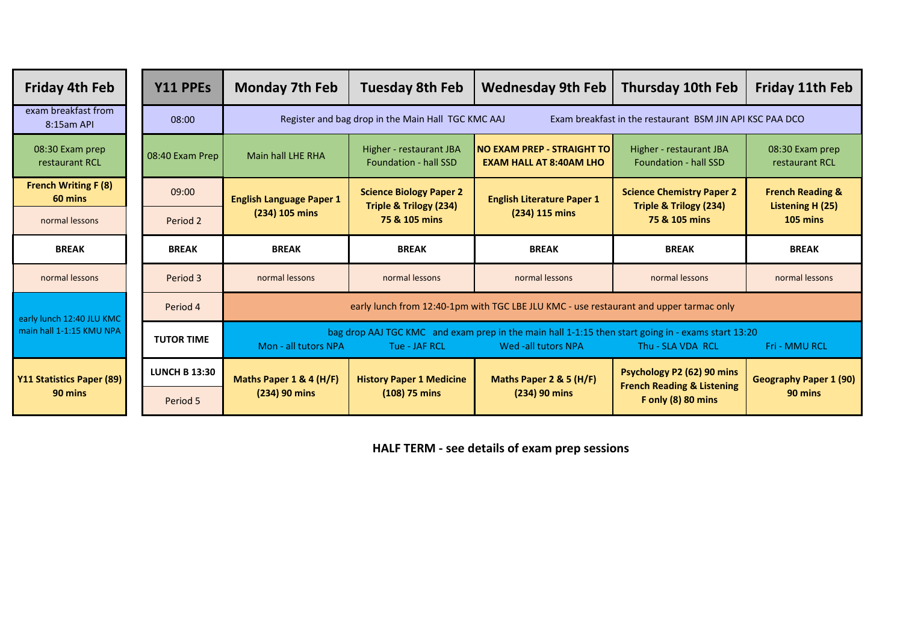| Friday 4th Feb |
|---|
| exam breakfast from 8:15am API |
| 08:30 Exam prep restaurant RCL |
| **French Writing F (8) 60 mins** |
| normal lessons |
| **BREAK** |
| normal lessons |
| early lunch 12:40 JLU KMC main hall 1-1:15 KMU NPA |
| **Y11 Statistics Paper (89) 90 mins** |

| Y11 PPEs | Monday 7th Feb | Tuesday 8th Feb | Wednesday 9th Feb | Thursday 10th Feb | Friday 11th Feb |
|---|---|---|---|---|---|
| 08:00 | Register and bag drop in the Main Hall TGC KMC AAJ &nbsp;&nbsp; Exam breakfast in the restaurant BSM JIN API KSC PAA DCO | | | | |
| 08:40 Exam Prep | Main hall LHE RHA | Higher - restaurant JBA Foundation - hall SSD | **NO EXAM PREP - STRAIGHT TO EXAM HALL AT 8:40AM LHO** | Higher - restaurant JBA Foundation - hall SSD | 08:30 Exam prep restaurant RCL |
| 09:00 / Period 2 | **English Language Paper 1 (234) 105 mins** | **Science Biology Paper 2 Triple & Trilogy (234) 75 & 105 mins** | **English Literature Paper 1 (234) 115 mins** | **Science Chemistry Paper 2 Triple & Trilogy (234) 75 & 105 mins** | **French Reading & Listening H (25) 105 mins** |
| **BREAK** | **BREAK** | **BREAK** | **BREAK** | **BREAK** | **BREAK** |
| Period 3 | normal lessons | normal lessons | normal lessons | normal lessons | normal lessons |
| Period 4 | early lunch from 12:40-1pm with TGC LBE JLU KMC - use restaurant and upper tarmac only | | | | |
| **TUTOR TIME** | bag drop AAJ TGC KMC and exam prep in the main hall 1-1:15 then start going in - exams start 13:20<br>Mon - all tutors NPA | Tue - JAF RCL | Wed -all tutors NPA | Thu - SLA VDA RCL | Fri - MMU RCL |
| **LUNCH B 13:30** / Period 5 | **Maths Paper 1 & 4 (H/F) (234) 90 mins** | **History Paper 1 Medicine (108) 75 mins** | **Maths Paper 2 & 5 (H/F) (234) 90 mins** | **Psychology P2 (62) 90 mins French Reading & Listening F only (8) 80 mins** | **Geography Paper 1 (90) 90 mins** |

**HALF TERM - see details of exam prep sessions**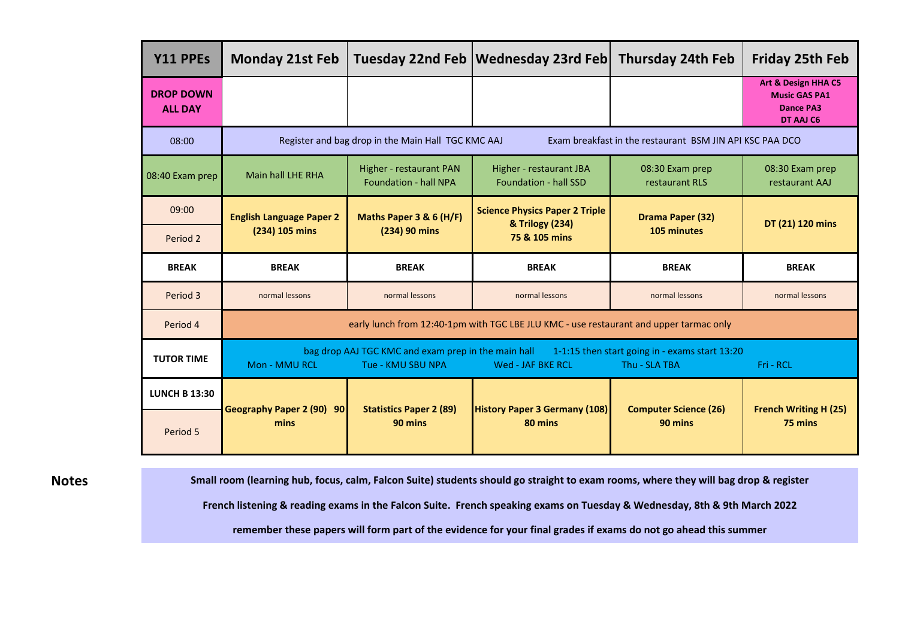| Y11 PPEs | Monday 21st Feb | Tuesday 22nd Feb | Wednesday 23rd Feb | Thursday 24th Feb | Friday 25th Feb |
|---|---|---|---|---|---|
| **DROP DOWN ALL DAY** | | | | | **Art & Design HHA C5 Music GAS PA1 Dance PA3 DT AAJ C6** |
| 08:00 | Register and bag drop in the Main Hall TGC KMC AAJ Exam breakfast in the restaurant BSM JIN API KSC PAA DCO | | | | |
| 08:40 Exam prep | Main hall LHE RHA | Higher - restaurant PAN Foundation - hall NPA | Higher - restaurant JBA Foundation - hall SSD | 08:30 Exam prep restaurant RLS | 08:30 Exam prep restaurant AAJ |
| 09:00 / Period 2 | **English Language Paper 2 (234) 105 mins** | **Maths Paper 3 & 6 (H/F) (234) 90 mins** | **Science Physics Paper 2 Triple & Trilogy (234) 75 & 105 mins** | **Drama Paper (32) 105 minutes** | **DT (21) 120 mins** |
| **BREAK** | **BREAK** | **BREAK** | **BREAK** | **BREAK** | **BREAK** |
| Period 3 | normal lessons | normal lessons | normal lessons | normal lessons | normal lessons |
| Period 4 | early lunch from 12:40-1pm with TGC LBE JLU KMC - use restaurant and upper tarmac only | | | | |
| **TUTOR TIME** | bag drop AAJ TGC KMC and exam prep in the main hall 1-1:15 then start going in - exams start 13:20 Mon - MMU RCL | Tue - KMU SBU NPA | Wed - JAF BKE RCL | Thu - SLA TBA | Fri - RCL |
| **LUNCH B 13:30** / Period 5 | **Geography Paper 2 (90) 90 mins** | **Statistics Paper 2 (89) 90 mins** | **History Paper 3 Germany (108) 80 mins** | **Computer Science (26) 90 mins** | **French Writing H (25) 75 mins** |

## Notes

**Small room (learning hub, focus, calm, Falcon Suite) students should go straight to exam rooms, where they will bag drop & register**

**French listening & reading exams in the Falcon Suite. French speaking exams on Tuesday & Wednesday, 8th & 9th March 2022**

**remember these papers will form part of the evidence for your final grades if exams do not go ahead this summer**